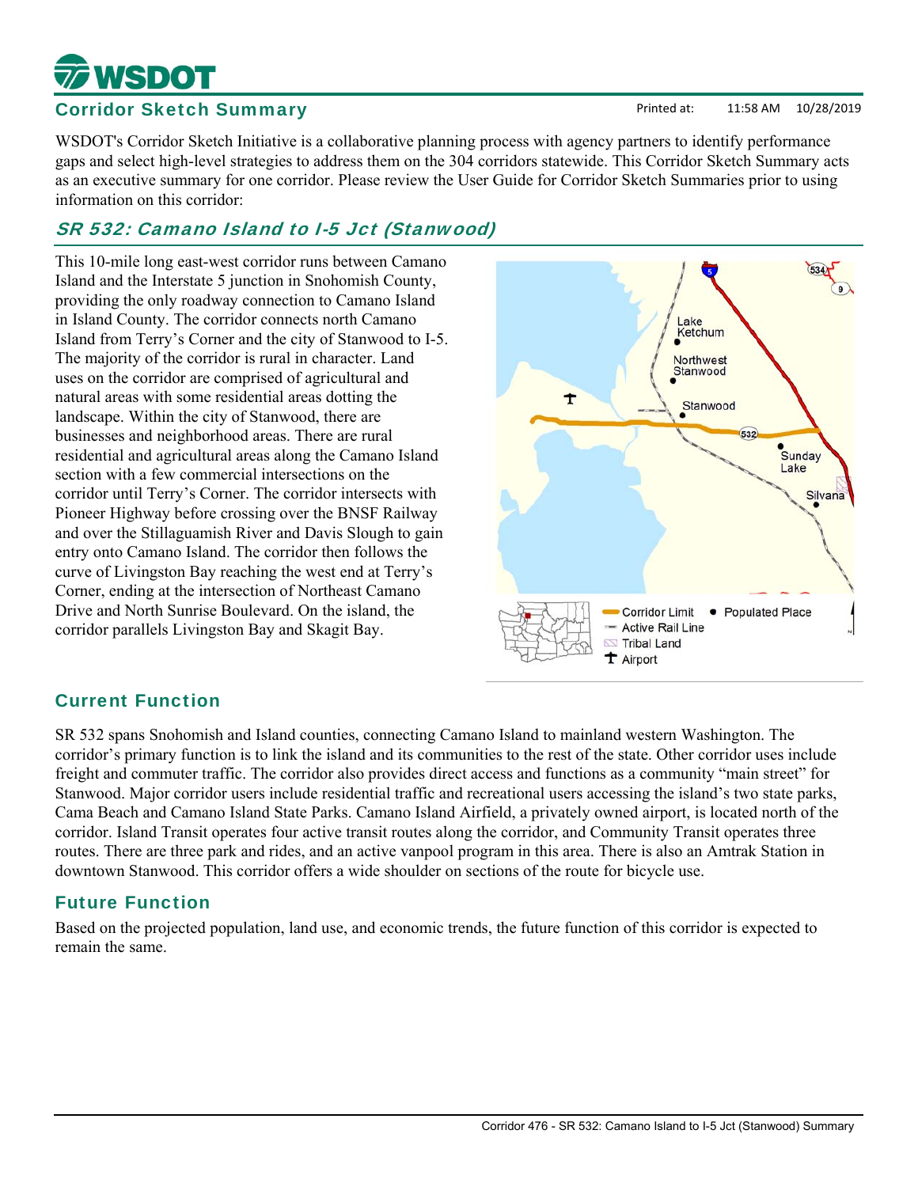# WSDOT

## Corridor Sketch Summary

Printed at: 11:58 AM 10/28/2019

WSDOT's Corridor Sketch Initiative is a collaborative planning process with agency partners to identify performance gaps and select high-level strategies to address them on the 304 corridors statewide. This Corridor Sketch Summary acts as an executive summary for one corridor. Please review the User Guide for Corridor Sketch Summaries prior to using information on this corridor:

## *SR 532: Camano Island to I-5 Jct (Stanwood)*

This 10-mile long east-west corridor runs between Camano Island and the Interstate 5 junction in Snohomish County, providing the only roadway connection to Camano Island in Island County. The corridor connects north Camano Island from Terry's Corner and the city of Stanwood to I-5. The majority of the corridor is rural in character. Land uses on the corridor are comprised of agricultural and natural areas with some residential areas dotting the landscape. Within the city of Stanwood, there are businesses and neighborhood areas. There are rural residential and agricultural areas along the Camano Island section with a few commercial intersections on the corridor until Terry's Corner. The corridor intersects with Pioneer Highway before crossing over the BNSF Railway and over the Stillaguamish River and Davis Slough to gain entry onto Camano Island. The corridor then follows the curve of Livingston Bay reaching the west end at Terry's Corner, ending at the intersection of Northeast Camano Drive and North Sunrise Boulevard. On the island, the corridor parallels Livingston Bay and Skagit Bay.

## Current Function

SR 532 spans Snohomish and Island counties, connecting Camano Island to mainland western Washington. The corridor's primary function is to link the island and its communities to the rest of the state. Other corridor uses include freight and commuter traffic. The corridor also provides direct access and functions as a community "main street" for Stanwood. Major corridor users include residential traffic and recreational users accessing the island's two state parks, Cama Beach and Camano Island State Parks. Camano Island Airfield, a privately owned airport, is located north of the corridor. Island Transit operates four active transit routes along the corridor, and Community Transit operates three routes. There are three park and rides, and an active vanpool program in this area. There is also an Amtrak Station in downtown Stanwood. This corridor offers a wide shoulder on sections of the route for bicycle use.

## Future Function

Based on the projected population, land use, and economic trends, the future function of this corridor is expected to remain the same.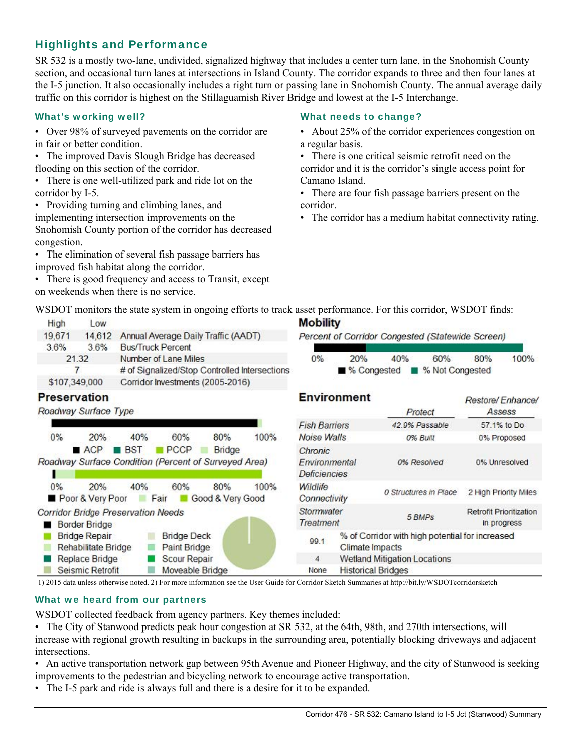## Highlights and Performance

SR 532 is a mostly two-lane, undivided, signalized highway that includes a center turn lane, in the Snohomish County section, and occasional turn lanes at intersections in Island County. The corridor expands to three and then four lanes at the I-5 junction. It also occasionally includes a right turn or passing lane in Snohomish County. The annual average daily traffic on this corridor is highest on the Stillaguamish River Bridge and lowest at the I-5 Interchange.

### What's working well?

- Over 98% of surveyed pavements on the corridor are in fair or better condition.
- The improved Davis Slough Bridge has decreased flooding on this section of the corridor.
- There is one well-utilized park and ride lot on the corridor by I-5.
- Providing turning and climbing lanes, and implementing intersection improvements on the Snohomish County portion of the corridor has decreased congestion.
- The elimination of several fish passage barriers has improved fish habitat along the corridor.
- There is good frequency and access to Transit, except on weekends when there is no service.

### What needs to change?

- About 25% of the corridor experiences congestion on a regular basis.
- There is one critical seismic retrofit need on the corridor and it is the corridor's single access point for Camano Island.
- There are four fish passage barriers present on the corridor.
- The corridor has a medium habitat connectivity rating.

WSDOT monitors the state system in ongoing efforts to track asset performance. For this corridor, WSDOT finds:

| High | Low | |
|---|---|---|
| 19,671 | 14,612 | Annual Average Daily Traffic (AADT) |
| 3.6% | 3.6% | Bus/Truck Percent |
| 21.32 | | Number of Lane Miles |
| 7 | | # of Signalized/Stop Controlled Intersections |
| $107,349,000 | | Corridor Investments (2005-2016) |

**Preservation**

*Roadway Surface Type*

0% 20% 40% 60% 80% 100%

■ ACP ■ BST ■ PCCP ■ Bridge

*Roadway Surface Condition (Percent of Surveyed Area)*

0% 20% 40% 60% 80% 100%

■ Poor & Very Poor ■ Fair ■ Good & Very Good

*Corridor Bridge Preservation Needs*

- Border Bridge
- Bridge Repair
- Rehabilitate Bridge
- Replace Bridge
- Seismic Retrofit
- Bridge Deck
- Paint Bridge
- Scour Repair
- Moveable Bridge

**Mobility**

*Percent of Corridor Congested (Statewide Screen)*

0% 20% 40% 60% 80% 100%

■ % Congested ■ % Not Congested

**Environment**

| | Protect | Restore/ Enhance/ Assess |
|---|---|---|
| Fish Barriers | 42.9% Passable | 57.1% to Do |
| Noise Walls | 0% Built | 0% Proposed |
| Chronic Environmental Deficiencies | 0% Resolved | 0% Unresolved |
| Wildlife Connectivity | 0 Structures in Place | 2 High Priority Miles |
| Stormwater Treatment | 5 BMPs | Retrofit Prioritization in progress |

| | |
|---|---|
| 99.1 | % of Corridor with high potential for increased Climate Impacts |
| 4 | Wetland Mitigation Locations |
| None | Historical Bridges |

1) 2015 data unless otherwise noted. 2) For more information see the User Guide for Corridor Sketch Summaries at http://bit.ly/WSDOTcorridorsketch

### What we heard from our partners

WSDOT collected feedback from agency partners. Key themes included:

- The City of Stanwood predicts peak hour congestion at SR 532, at the 64th, 98th, and 270th intersections, will increase with regional growth resulting in backups in the surrounding area, potentially blocking driveways and adjacent intersections.
- An active transportation network gap between 95th Avenue and Pioneer Highway, and the city of Stanwood is seeking improvements to the pedestrian and bicycling network to encourage active transportation.
- The I-5 park and ride is always full and there is a desire for it to be expanded.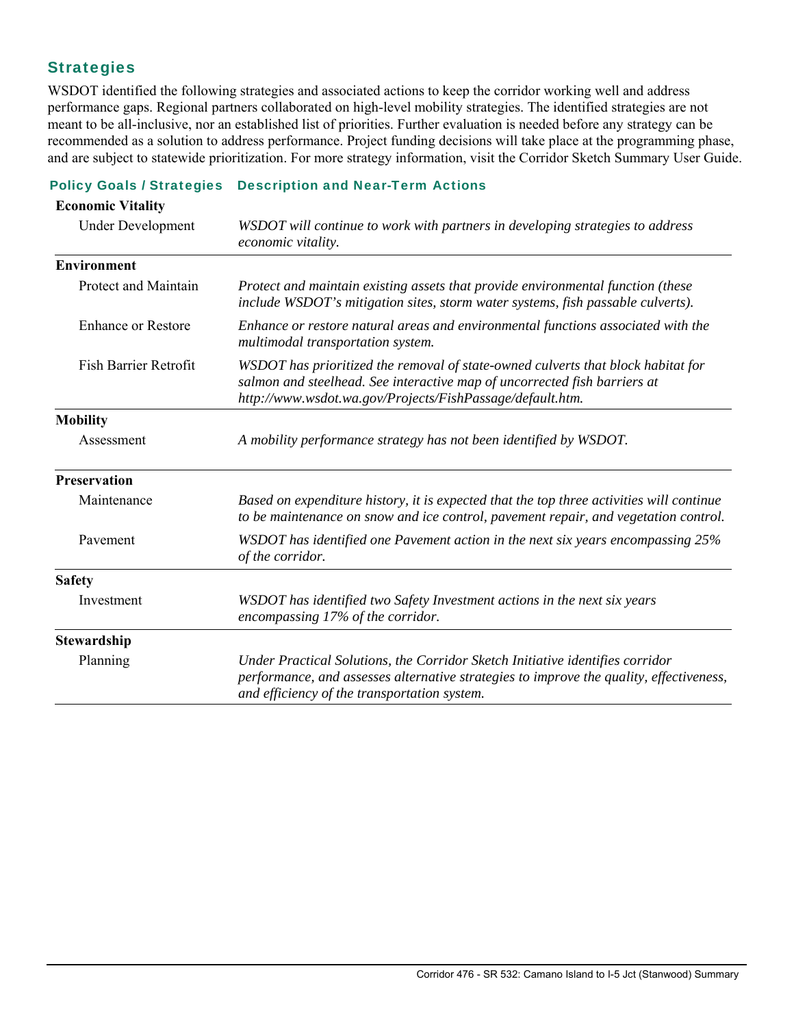## Strategies

WSDOT identified the following strategies and associated actions to keep the corridor working well and address performance gaps. Regional partners collaborated on high-level mobility strategies. The identified strategies are not meant to be all-inclusive, nor an established list of priorities. Further evaluation is needed before any strategy can be recommended as a solution to address performance. Project funding decisions will take place at the programming phase, and are subject to statewide prioritization. For more strategy information, visit the Corridor Sketch Summary User Guide.

| Policy Goals / Strategies | Description and Near-Term Actions |
|---|---|
| **Economic Vitality** | |
| Under Development | *WSDOT will continue to work with partners in developing strategies to address economic vitality.* |
| **Environment** | |
| Protect and Maintain | *Protect and maintain existing assets that provide environmental function (these include WSDOT's mitigation sites, storm water systems, fish passable culverts).* |
| Enhance or Restore | *Enhance or restore natural areas and environmental functions associated with the multimodal transportation system.* |
| Fish Barrier Retrofit | *WSDOT has prioritized the removal of state-owned culverts that block habitat for salmon and steelhead. See interactive map of uncorrected fish barriers at http://www.wsdot.wa.gov/Projects/FishPassage/default.htm.* |
| **Mobility** | |
| Assessment | *A mobility performance strategy has not been identified by WSDOT.* |
| **Preservation** | |
| Maintenance | *Based on expenditure history, it is expected that the top three activities will continue to be maintenance on snow and ice control, pavement repair, and vegetation control.* |
| Pavement | *WSDOT has identified one Pavement action in the next six years encompassing 25% of the corridor.* |
| **Safety** | |
| Investment | *WSDOT has identified two Safety Investment actions in the next six years encompassing 17% of the corridor.* |
| **Stewardship** | |
| Planning | *Under Practical Solutions, the Corridor Sketch Initiative identifies corridor performance, and assesses alternative strategies to improve the quality, effectiveness, and efficiency of the transportation system.* |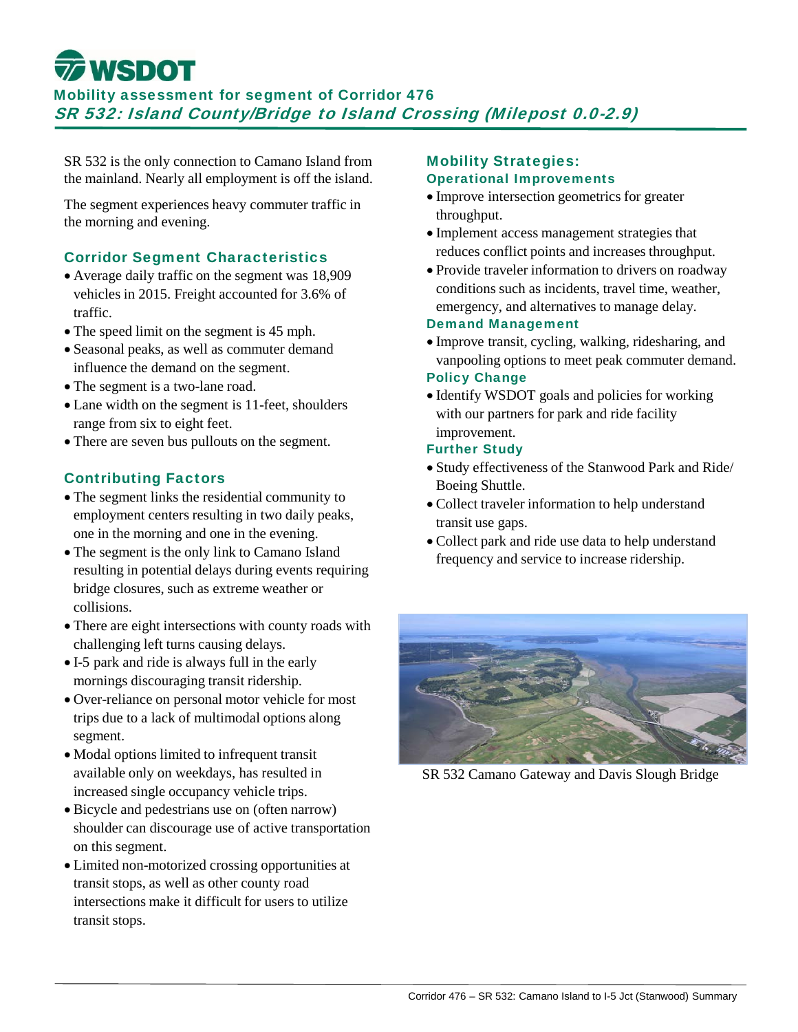# WSDOT

## Mobility assessment for segment of Corridor 476

### *SR 532: Island County/Bridge to Island Crossing (Milepost 0.0-2.9)*

SR 532 is the only connection to Camano Island from the mainland. Nearly all employment is off the island.

The segment experiences heavy commuter traffic in the morning and evening.

### Corridor Segment Characteristics

- Average daily traffic on the segment was 18,909 vehicles in 2015. Freight accounted for 3.6% of traffic.
- The speed limit on the segment is 45 mph.
- Seasonal peaks, as well as commuter demand influence the demand on the segment.
- The segment is a two-lane road.
- Lane width on the segment is 11-feet, shoulders range from six to eight feet.
- There are seven bus pullouts on the segment.

### Contributing Factors

- The segment links the residential community to employment centers resulting in two daily peaks, one in the morning and one in the evening.
- The segment is the only link to Camano Island resulting in potential delays during events requiring bridge closures, such as extreme weather or collisions.
- There are eight intersections with county roads with challenging left turns causing delays.
- I-5 park and ride is always full in the early mornings discouraging transit ridership.
- Over-reliance on personal motor vehicle for most trips due to a lack of multimodal options along segment.
- Modal options limited to infrequent transit available only on weekdays, has resulted in increased single occupancy vehicle trips.
- Bicycle and pedestrians use on (often narrow) shoulder can discourage use of active transportation on this segment.
- Limited non-motorized crossing opportunities at transit stops, as well as other county road intersections make it difficult for users to utilize transit stops.

### Mobility Strategies:

#### Operational Improvements

- Improve intersection geometrics for greater throughput.
- Implement access management strategies that reduces conflict points and increases throughput.
- Provide traveler information to drivers on roadway conditions such as incidents, travel time, weather, emergency, and alternatives to manage delay.

#### Demand Management

- Improve transit, cycling, walking, ridesharing, and vanpooling options to meet peak commuter demand.

#### Policy Change

- Identify WSDOT goals and policies for working with our partners for park and ride facility improvement.

#### Further Study

- Study effectiveness of the Stanwood Park and Ride/ Boeing Shuttle.
- Collect traveler information to help understand transit use gaps.
- Collect park and ride use data to help understand frequency and service to increase ridership.

SR 532 Camano Gateway and Davis Slough Bridge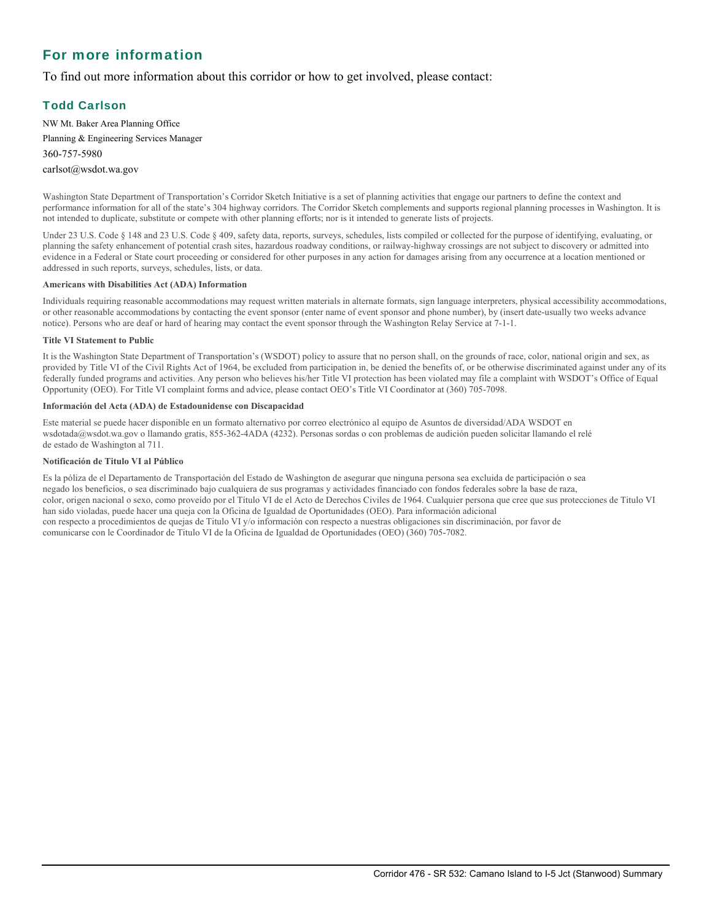## For more information

To find out more information about this corridor or how to get involved, please contact:

### Todd Carlson

NW Mt. Baker Area Planning Office

Planning & Engineering Services Manager

360-757-5980

carlsot@wsdot.wa.gov

Washington State Department of Transportation's Corridor Sketch Initiative is a set of planning activities that engage our partners to define the context and performance information for all of the state's 304 highway corridors. The Corridor Sketch complements and supports regional planning processes in Washington. It is not intended to duplicate, substitute or compete with other planning efforts; nor is it intended to generate lists of projects.

Under 23 U.S. Code § 148 and 23 U.S. Code § 409, safety data, reports, surveys, schedules, lists compiled or collected for the purpose of identifying, evaluating, or planning the safety enhancement of potential crash sites, hazardous roadway conditions, or railway-highway crossings are not subject to discovery or admitted into evidence in a Federal or State court proceeding or considered for other purposes in any action for damages arising from any occurrence at a location mentioned or addressed in such reports, surveys, schedules, lists, or data.

**Americans with Disabilities Act (ADA) Information**

Individuals requiring reasonable accommodations may request written materials in alternate formats, sign language interpreters, physical accessibility accommodations, or other reasonable accommodations by contacting the event sponsor (enter name of event sponsor and phone number), by (insert date-usually two weeks advance notice). Persons who are deaf or hard of hearing may contact the event sponsor through the Washington Relay Service at 7-1-1.

**Title VI Statement to Public**

It is the Washington State Department of Transportation's (WSDOT) policy to assure that no person shall, on the grounds of race, color, national origin and sex, as provided by Title VI of the Civil Rights Act of 1964, be excluded from participation in, be denied the benefits of, or be otherwise discriminated against under any of its federally funded programs and activities. Any person who believes his/her Title VI protection has been violated may file a complaint with WSDOT's Office of Equal Opportunity (OEO). For Title VI complaint forms and advice, please contact OEO's Title VI Coordinator at (360) 705-7098.

**Información del Acta (ADA) de Estadounidense con Discapacidad**

Este material se puede hacer disponible en un formato alternativo por correo electrónico al equipo de Asuntos de diversidad/ADA WSDOT en wsdotada@wsdot.wa.gov o llamando gratis, 855-362-4ADA (4232). Personas sordas o con problemas de audición pueden solicitar llamando el relé de estado de Washington al 711.

**Notificación de Titulo VI al Público**

Es la póliza de el Departamento de Transportación del Estado de Washington de asegurar que ninguna persona sea excluida de participación o sea negado los beneficios, o sea discriminado bajo cualquiera de sus programas y actividades financiado con fondos federales sobre la base de raza, color, origen nacional o sexo, como proveído por el Título VI de el Acto de Derechos Civiles de 1964. Cualquier persona que cree que sus protecciones de Titulo VI han sido violadas, puede hacer una queja con la Oficina de Igualdad de Oportunidades (OEO). Para información adicional con respecto a procedimientos de quejas de Titulo VI y/o información con respecto a nuestras obligaciones sin discriminación, por favor de comunicarse con le Coordinador de Titulo VI de la Oficina de Igualdad de Oportunidades (OEO) (360) 705-7082.